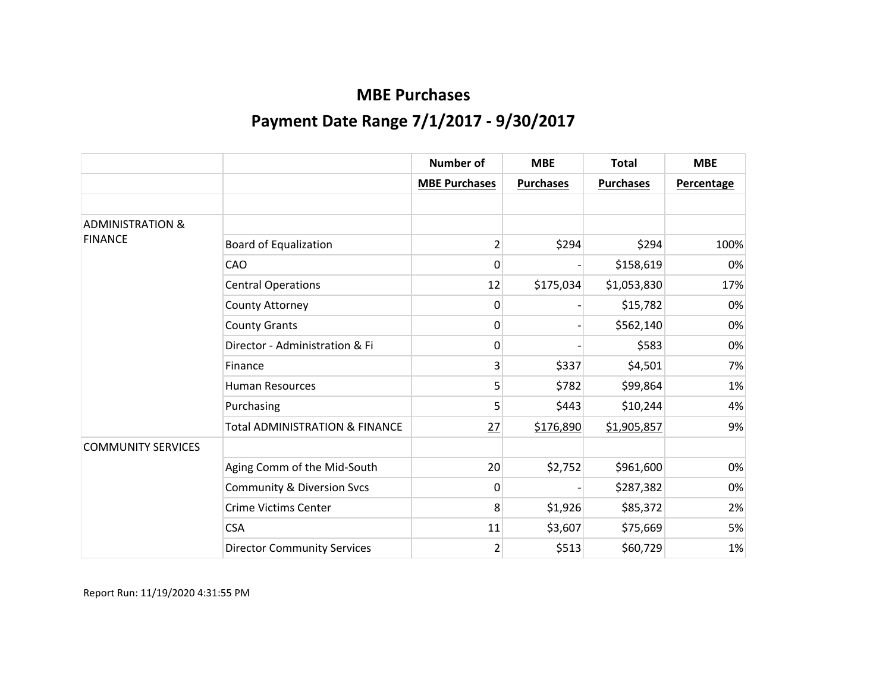# MBE Purchases

## Payment Date Range 7/1/2017 - 9/30/2017

| | | Number of | MBE | Total | MBE |
|---|---|---|---|---|---|
| | | MBE Purchases | Purchases | Purchases | Percentage |
| | | | | | |
| ADMINISTRATION & FINANCE | | | | | |
| | Board of Equalization | 2 | $294 | $294 | 100% |
| | CAO | 0 | - | $158,619 | 0% |
| | Central Operations | 12 | $175,034 | $1,053,830 | 17% |
| | County Attorney | 0 | - | $15,782 | 0% |
| | County Grants | 0 | - | $562,140 | 0% |
| | Director - Administration & Fi | 0 | - | $583 | 0% |
| | Finance | 3 | $337 | $4,501 | 7% |
| | Human Resources | 5 | $782 | $99,864 | 1% |
| | Purchasing | 5 | $443 | $10,244 | 4% |
| | Total ADMINISTRATION & FINANCE | 27 | $176,890 | $1,905,857 | 9% |
| COMMUNITY SERVICES | | | | | |
| | Aging Comm of the Mid-South | 20 | $2,752 | $961,600 | 0% |
| | Community & Diversion Svcs | 0 | - | $287,382 | 0% |
| | Crime Victims Center | 8 | $1,926 | $85,372 | 2% |
| | CSA | 11 | $3,607 | $75,669 | 5% |
| | Director Community Services | 2 | $513 | $60,729 | 1% |

Report Run: 11/19/2020 4:31:55 PM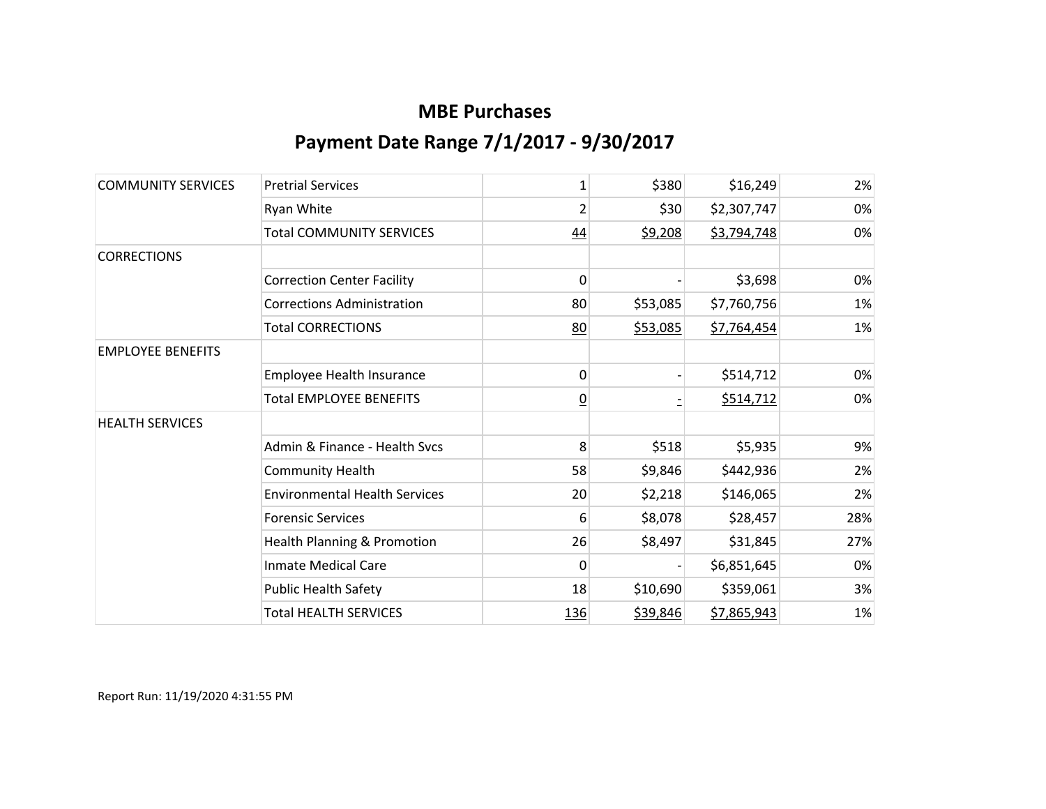# MBE Purchases

## Payment Date Range 7/1/2017 - 9/30/2017

| | | | | | |
|---|---|---|---|---|---|
| COMMUNITY SERVICES | Pretrial Services | 1 | $380 | $16,249 | 2% |
| | Ryan White | 2 | $30 | $2,307,747 | 0% |
| | Total COMMUNITY SERVICES | 44 | $9,208 | $3,794,748 | 0% |
| CORRECTIONS | | | | | |
| | Correction Center Facility | 0 | - | $3,698 | 0% |
| | Corrections Administration | 80 | $53,085 | $7,760,756 | 1% |
| | Total CORRECTIONS | 80 | $53,085 | $7,764,454 | 1% |
| EMPLOYEE BENEFITS | | | | | |
| | Employee Health Insurance | 0 | - | $514,712 | 0% |
| | Total EMPLOYEE BENEFITS | 0 | - | $514,712 | 0% |
| HEALTH SERVICES | | | | | |
| | Admin & Finance - Health Svcs | 8 | $518 | $5,935 | 9% |
| | Community Health | 58 | $9,846 | $442,936 | 2% |
| | Environmental Health Services | 20 | $2,218 | $146,065 | 2% |
| | Forensic Services | 6 | $8,078 | $28,457 | 28% |
| | Health Planning & Promotion | 26 | $8,497 | $31,845 | 27% |
| | Inmate Medical Care | 0 | - | $6,851,645 | 0% |
| | Public Health Safety | 18 | $10,690 | $359,061 | 3% |
| | Total HEALTH SERVICES | 136 | $39,846 | $7,865,943 | 1% |

Report Run: 11/19/2020 4:31:55 PM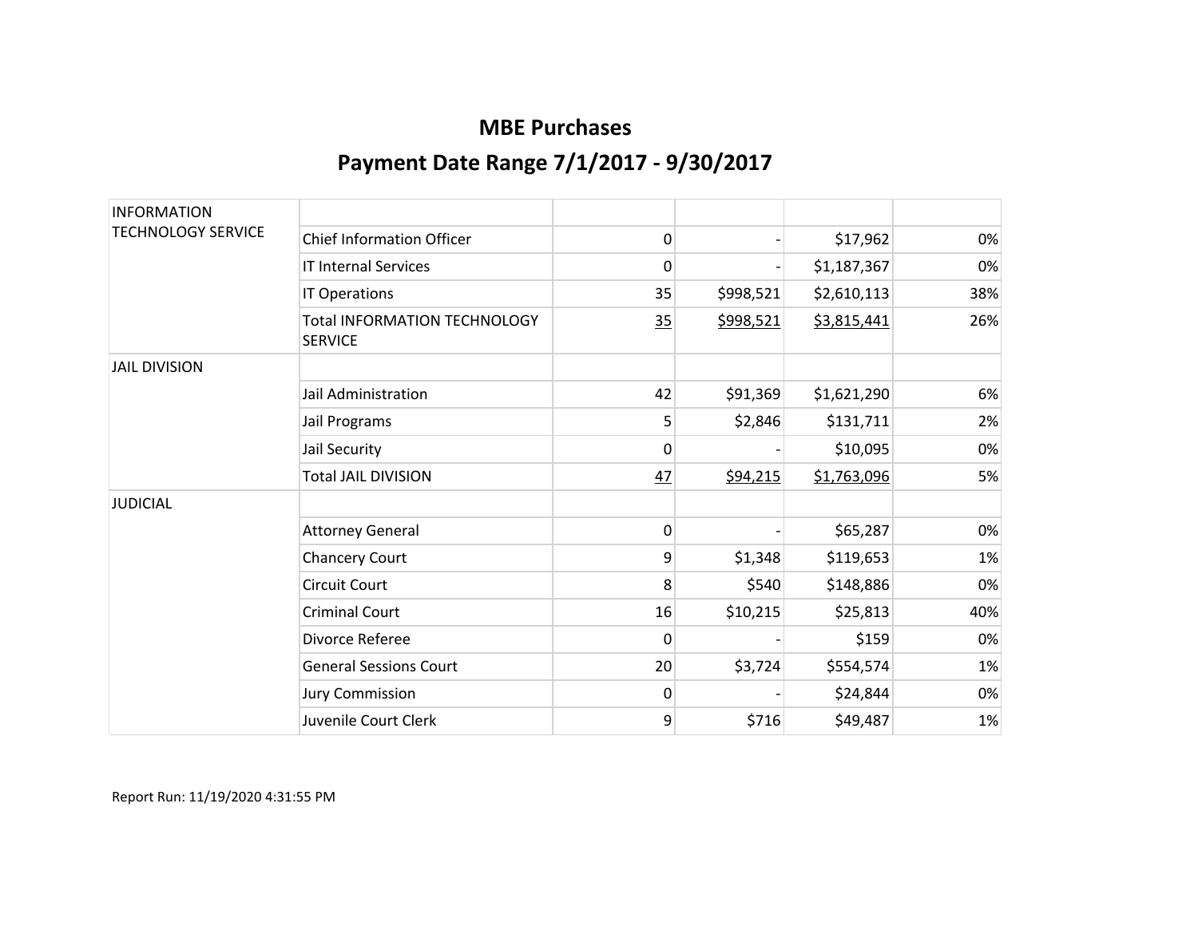# MBE Purchases

## Payment Date Range 7/1/2017 - 9/30/2017

| | | | | | |
|---|---|---|---|---|---|
| INFORMATION TECHNOLOGY SERVICE | | | | | |
| | Chief Information Officer | 0 | - | $17,962 | 0% |
| | IT Internal Services | 0 | - | $1,187,367 | 0% |
| | IT Operations | 35 | $998,521 | $2,610,113 | 38% |
| | Total INFORMATION TECHNOLOGY SERVICE | 35 | $998,521 | $3,815,441 | 26% |
| JAIL DIVISION | | | | | |
| | Jail Administration | 42 | $91,369 | $1,621,290 | 6% |
| | Jail Programs | 5 | $2,846 | $131,711 | 2% |
| | Jail Security | 0 | - | $10,095 | 0% |
| | Total JAIL DIVISION | 47 | $94,215 | $1,763,096 | 5% |
| JUDICIAL | | | | | |
| | Attorney General | 0 | - | $65,287 | 0% |
| | Chancery Court | 9 | $1,348 | $119,653 | 1% |
| | Circuit Court | 8 | $540 | $148,886 | 0% |
| | Criminal Court | 16 | $10,215 | $25,813 | 40% |
| | Divorce Referee | 0 | - | $159 | 0% |
| | General Sessions Court | 20 | $3,724 | $554,574 | 1% |
| | Jury Commission | 0 | - | $24,844 | 0% |
| | Juvenile Court Clerk | 9 | $716 | $49,487 | 1% |

Report Run: 11/19/2020 4:31:55 PM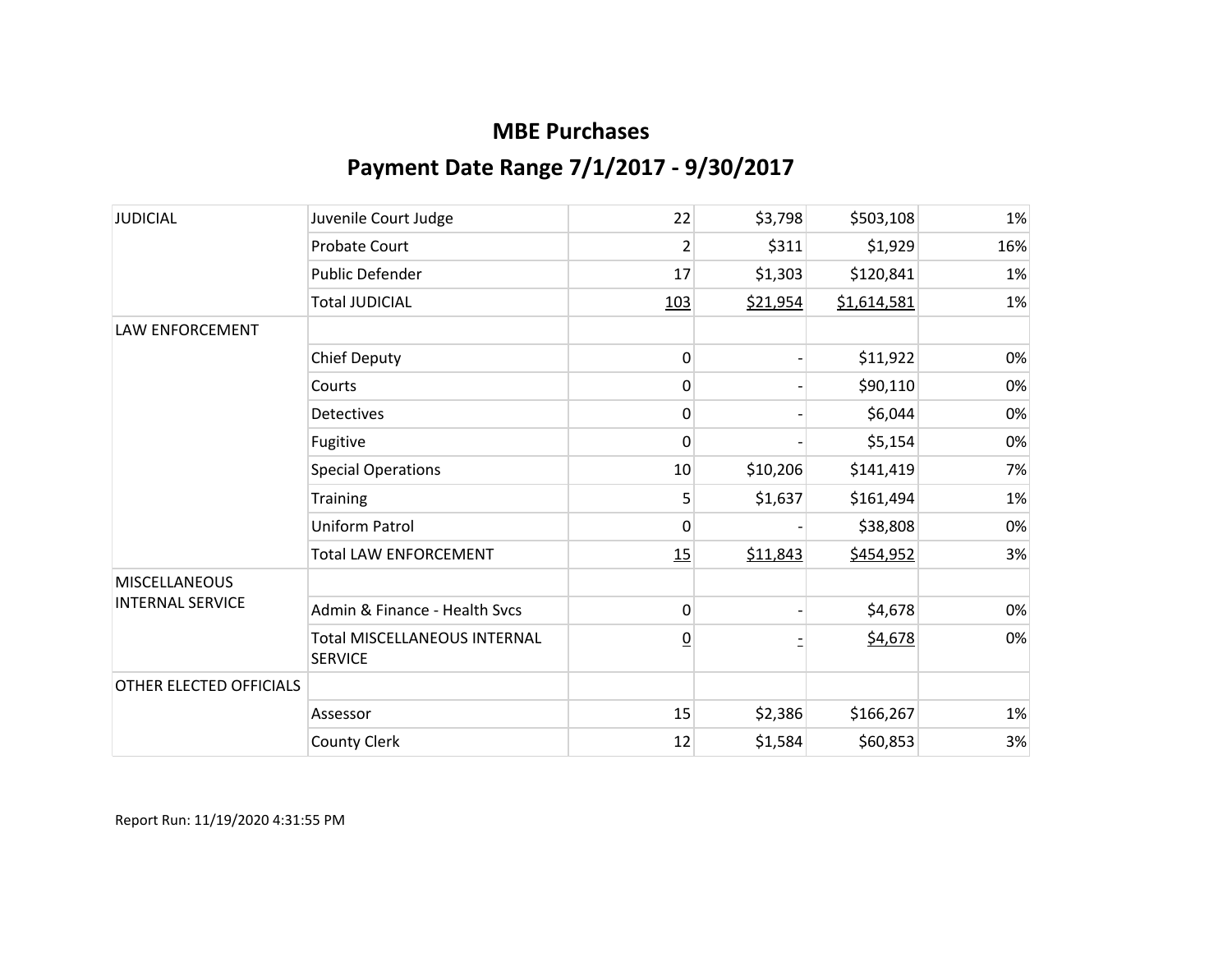# MBE Purchases

## Payment Date Range 7/1/2017 - 9/30/2017

| | | | | | |
|---|---|---|---|---|---|
| JUDICIAL | Juvenile Court Judge | 22 | $3,798 | $503,108 | 1% |
| | Probate Court | 2 | $311 | $1,929 | 16% |
| | Public Defender | 17 | $1,303 | $120,841 | 1% |
| | Total JUDICIAL | 103 | $21,954 | $1,614,581 | 1% |
| LAW ENFORCEMENT | | | | | |
| | Chief Deputy | 0 | - | $11,922 | 0% |
| | Courts | 0 | - | $90,110 | 0% |
| | Detectives | 0 | - | $6,044 | 0% |
| | Fugitive | 0 | - | $5,154 | 0% |
| | Special Operations | 10 | $10,206 | $141,419 | 7% |
| | Training | 5 | $1,637 | $161,494 | 1% |
| | Uniform Patrol | 0 | - | $38,808 | 0% |
| | Total LAW ENFORCEMENT | 15 | $11,843 | $454,952 | 3% |
| MISCELLANEOUS INTERNAL SERVICE | | | | | |
| | Admin & Finance - Health Svcs | 0 | - | $4,678 | 0% |
| | Total MISCELLANEOUS INTERNAL SERVICE | 0 | - | $4,678 | 0% |
| OTHER ELECTED OFFICIALS | | | | | |
| | Assessor | 15 | $2,386 | $166,267 | 1% |
| | County Clerk | 12 | $1,584 | $60,853 | 3% |

Report Run: 11/19/2020 4:31:55 PM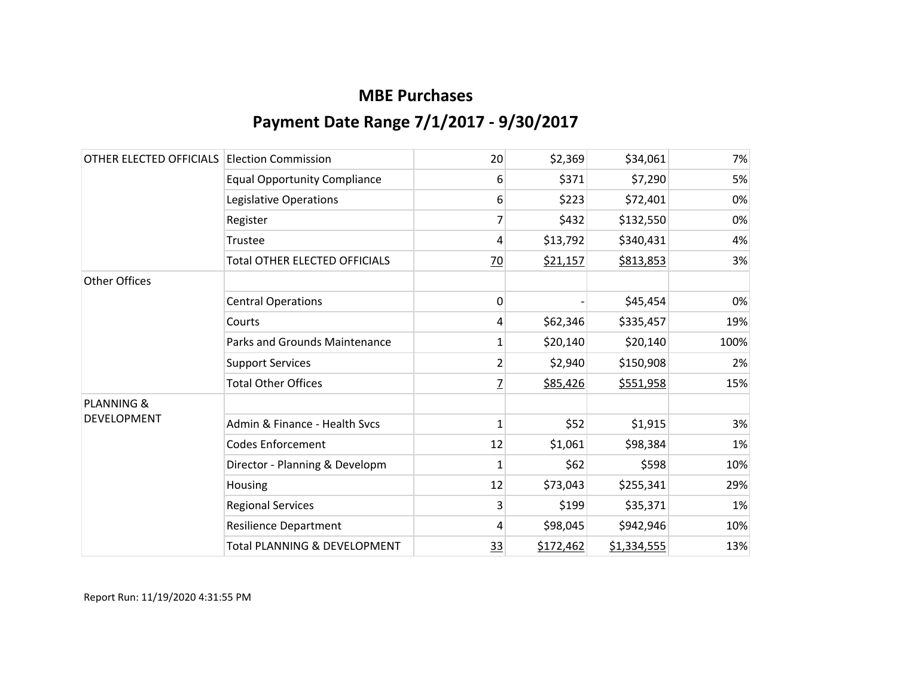# MBE Purchases

## Payment Date Range 7/1/2017 - 9/30/2017

| | | | | | |
|---|---|---|---|---|---|
| OTHER ELECTED OFFICIALS | Election Commission | 20 | $2,369 | $34,061 | 7% |
| | Equal Opportunity Compliance | 6 | $371 | $7,290 | 5% |
| | Legislative Operations | 6 | $223 | $72,401 | 0% |
| | Register | 7 | $432 | $132,550 | 0% |
| | Trustee | 4 | $13,792 | $340,431 | 4% |
| | Total OTHER ELECTED OFFICIALS | 70 | $21,157 | $813,853 | 3% |
| Other Offices | | | | | |
| | Central Operations | 0 | - | $45,454 | 0% |
| | Courts | 4 | $62,346 | $335,457 | 19% |
| | Parks and Grounds Maintenance | 1 | $20,140 | $20,140 | 100% |
| | Support Services | 2 | $2,940 | $150,908 | 2% |
| | Total Other Offices | 7 | $85,426 | $551,958 | 15% |
| PLANNING & DEVELOPMENT | | | | | |
| | Admin & Finance - Health Svcs | 1 | $52 | $1,915 | 3% |
| | Codes Enforcement | 12 | $1,061 | $98,384 | 1% |
| | Director - Planning & Developm | 1 | $62 | $598 | 10% |
| | Housing | 12 | $73,043 | $255,341 | 29% |
| | Regional Services | 3 | $199 | $35,371 | 1% |
| | Resilience Department | 4 | $98,045 | $942,946 | 10% |
| | Total PLANNING & DEVELOPMENT | 33 | $172,462 | $1,334,555 | 13% |

Report Run: 11/19/2020 4:31:55 PM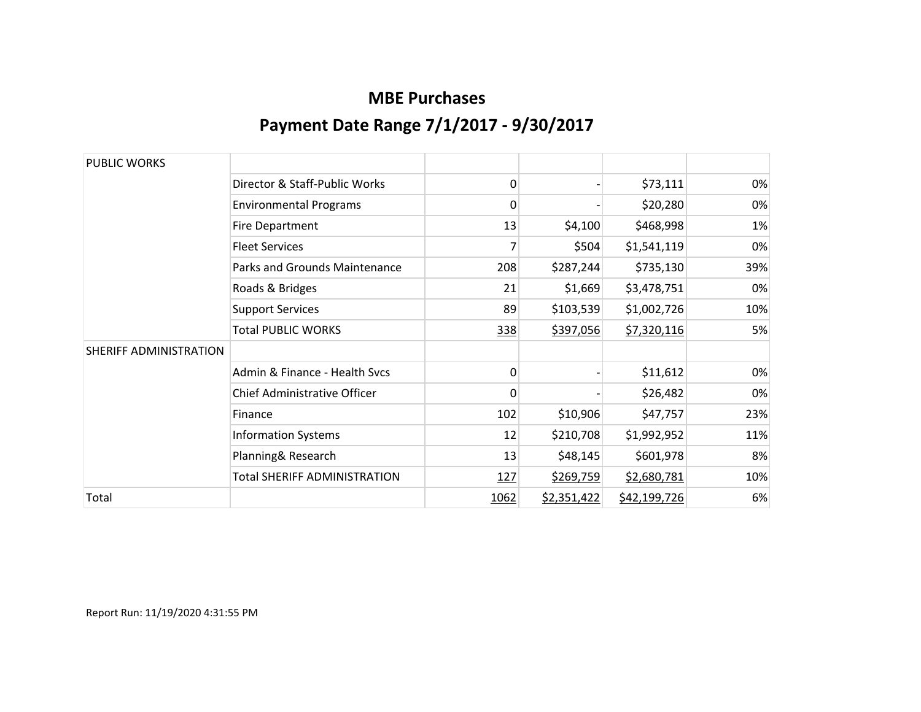## MBE Purchases

## Payment Date Range 7/1/2017 - 9/30/2017

| | | | | | |
|---|---|---|---|---|---|
| PUBLIC WORKS | | | | | |
| | Director & Staff-Public Works | 0 | - | $73,111 | 0% |
| | Environmental Programs | 0 | - | $20,280 | 0% |
| | Fire Department | 13 | $4,100 | $468,998 | 1% |
| | Fleet Services | 7 | $504 | $1,541,119 | 0% |
| | Parks and Grounds Maintenance | 208 | $287,244 | $735,130 | 39% |
| | Roads & Bridges | 21 | $1,669 | $3,478,751 | 0% |
| | Support Services | 89 | $103,539 | $1,002,726 | 10% |
| | Total PUBLIC WORKS | 338 | $397,056 | $7,320,116 | 5% |
| SHERIFF ADMINISTRATION | | | | | |
| | Admin & Finance - Health Svcs | 0 | - | $11,612 | 0% |
| | Chief Administrative Officer | 0 | - | $26,482 | 0% |
| | Finance | 102 | $10,906 | $47,757 | 23% |
| | Information Systems | 12 | $210,708 | $1,992,952 | 11% |
| | Planning& Research | 13 | $48,145 | $601,978 | 8% |
| | Total SHERIFF ADMINISTRATION | 127 | $269,759 | $2,680,781 | 10% |
| Total | | 1062 | $2,351,422 | $42,199,726 | 6% |

Report Run: 11/19/2020 4:31:55 PM